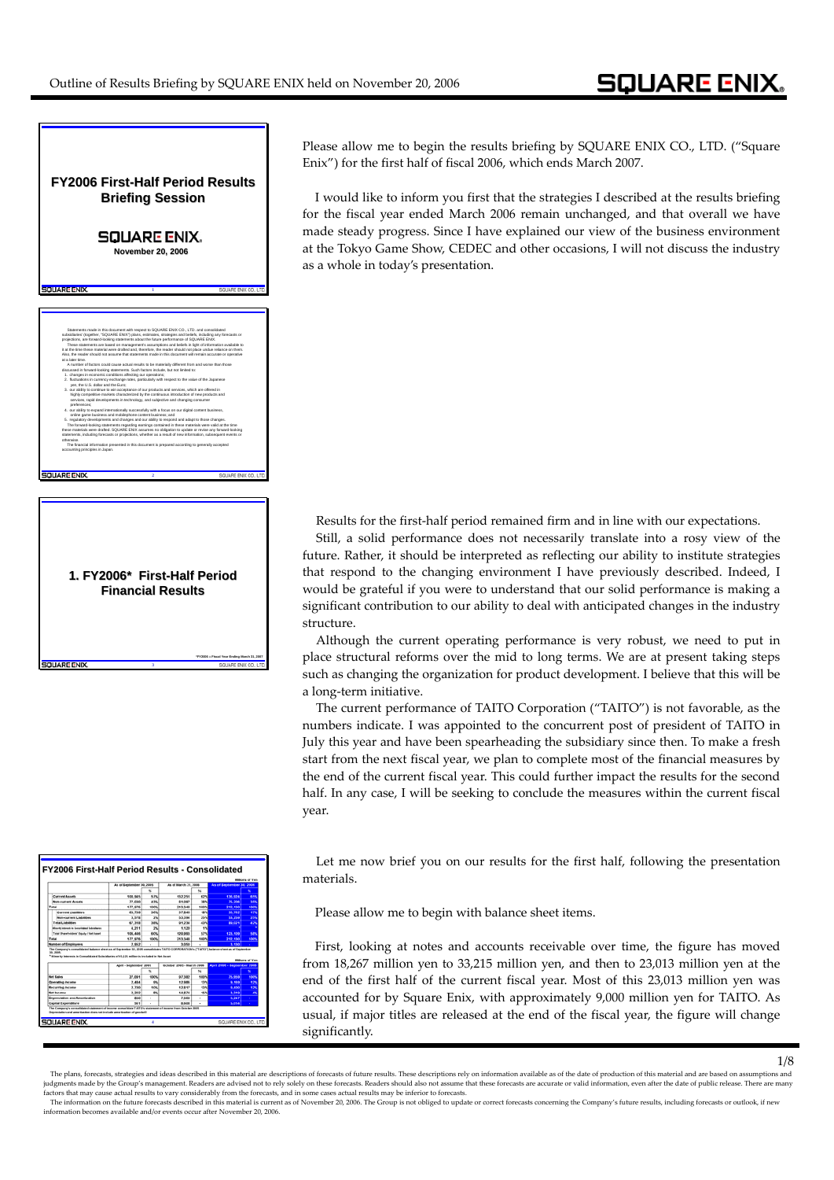Please allow me to begin the results briefing by SQUARE ENIX CO., LTD. ("Square Enix") for the first half of fiscal 2006, which ends March 2007.

I would like to inform you first that the strategies I described at the results briefing for the fiscal year ended March 2006 remain unchanged, and that overall we have made steady progress. Since I have explained our view of the business environment at the Tokyo Game Show, CEDEC and other occasions, I will not discuss the industry as a whole in today's presentation.

Results for the first-half period remained firm and in line with our expectations.

Still, a solid performance does not necessarily translate into a rosy view of the future. Rather, it should be interpreted as reflecting our ability to institute strategies that respond to the changing environment I have previously described. Indeed, I would be grateful if you were to understand that our solid performance is making a significant contribution to our ability to deal with anticipated changes in the industry structure.

Although the current operating performance is very robust, we need to put in place structural reforms over the mid to long terms. We are at present taking steps such as changing the organization for product development. I believe that this will be a long-term initiative.

The current performance of TAITO Corporation ("TAITO") is not favorable, as the numbers indicate. I was appointed to the concurrent post of president of TAITO in July this year and have been spearheading the subsidiary since then. To make a fresh start from the next fiscal year, we plan to complete most of the financial measures by the end of the current fiscal year. This could further impact the results for the second half. In any case, I will be seeking to conclude the measures within the current fiscal year.

Let me now brief you on our results for the first half, following the presentation materials.

Please allow me to begin with balance sheet items.

First, looking at notes and accounts receivable over time, the figure has moved from 18,267 million yen to 33,215 million yen, and then to 23,013 million yen at the end of the first half of the current fiscal year. Most of this 23,013 million yen was accounted for by Square Enix, with approximately 9,000 million yen for TAITO. As usual, if major titles are released at the end of the fiscal year, the figure will change significantly.

The plans, forecasts, strategies and ideas described in this material are descriptions of forecasts of future results. These descriptions rely on information available as of the date of production of this material and are based on assumptions and judgments made by the Group's management. Readers are advised not to rely solely on these forecasts. Readers should also not assume that these forecasts are accurate or valid information, even after the date of public release. There are many factors that may cause actual results to vary considerably from the forecasts, and in some cases actual results may be inferior to forecasts.

The information on the future forecasts described in this material is current as of November 20, 2006. The Group is not obliged to update or correct forecasts concerning the Company's future results, including forecasts or outlook, if new information becomes available and/or events occur after November 20, 2006.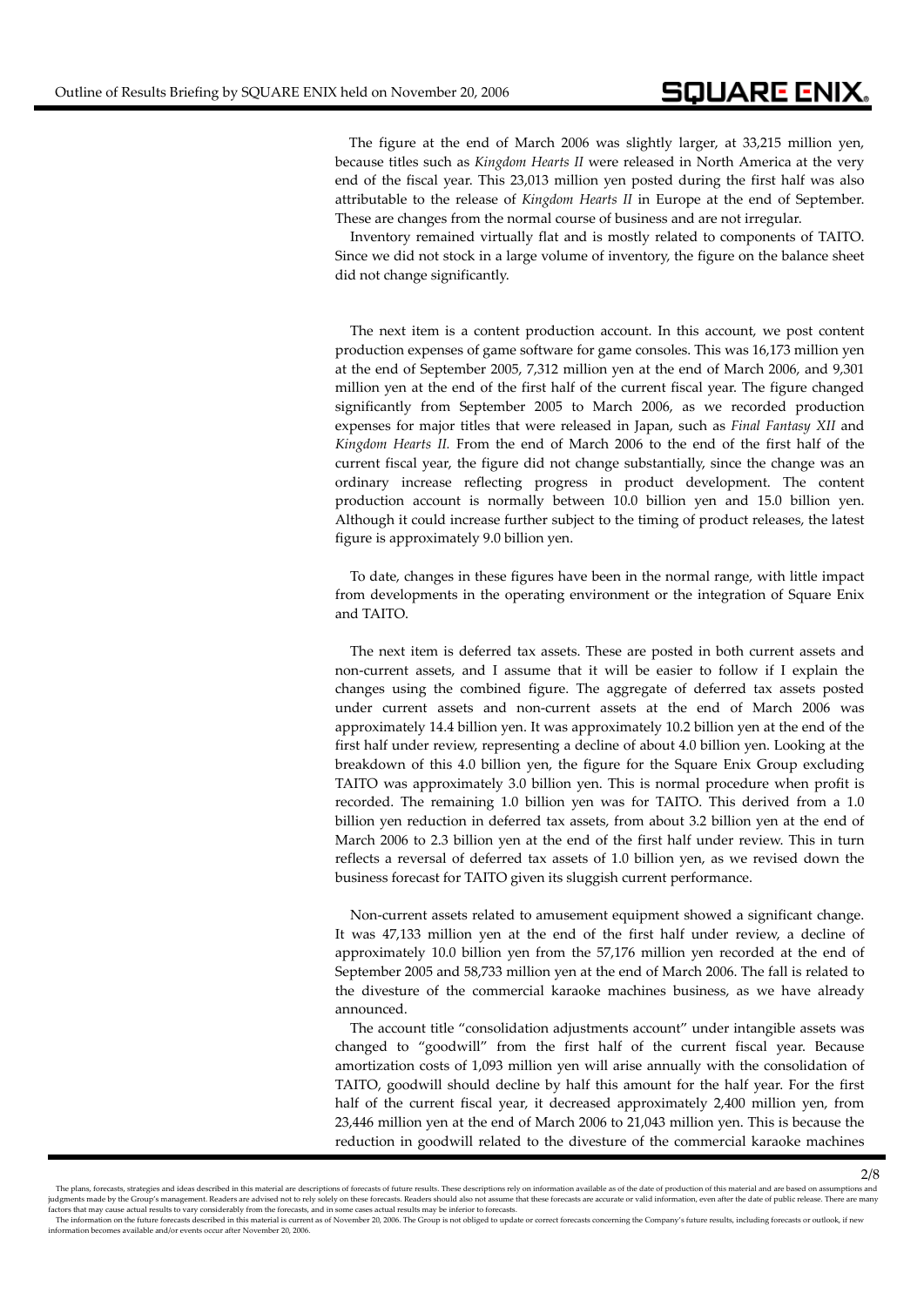The figure at the end of March 2006 was slightly larger, at 33,215 million yen, because titles such as *Kingdom Hearts II* were released in North America at the very end of the fiscal year. This 23,013 million yen posted during the first half was also attributable to the release of *Kingdom Hearts II* in Europe at the end of September. These are changes from the normal course of business and are not irregular.

Inventory remained virtually flat and is mostly related to components of TAITO. Since we did not stock in a large volume of inventory, the figure on the balance sheet did not change significantly.

The next item is a content production account. In this account, we post content production expenses of game software for game consoles. This was 16,173 million yen at the end of September 2005, 7,312 million yen at the end of March 2006, and 9,301 million yen at the end of the first half of the current fiscal year. The figure changed significantly from September 2005 to March 2006, as we recorded production expenses for major titles that were released in Japan, such as *Final Fantasy XII* and *Kingdom Hearts II.* From the end of March 2006 to the end of the first half of the current fiscal year, the figure did not change substantially, since the change was an ordinary increase reflecting progress in product development. The content production account is normally between 10.0 billion yen and 15.0 billion yen. Although it could increase further subject to the timing of product releases, the latest figure is approximately 9.0 billion yen.

To date, changes in these figures have been in the normal range, with little impact from developments in the operating environment or the integration of Square Enix and TAITO.

The next item is deferred tax assets. These are posted in both current assets and non-current assets, and I assume that it will be easier to follow if I explain the changes using the combined figure. The aggregate of deferred tax assets posted under current assets and non-current assets at the end of March 2006 was approximately 14.4 billion yen. It was approximately 10.2 billion yen at the end of the first half under review, representing a decline of about 4.0 billion yen. Looking at the breakdown of this 4.0 billion yen, the figure for the Square Enix Group excluding TAITO was approximately 3.0 billion yen. This is normal procedure when profit is recorded. The remaining 1.0 billion yen was for TAITO. This derived from a 1.0 billion yen reduction in deferred tax assets, from about 3.2 billion yen at the end of March 2006 to 2.3 billion yen at the end of the first half under review. This in turn reflects a reversal of deferred tax assets of 1.0 billion yen, as we revised down the business forecast for TAITO given its sluggish current performance.

Non-current assets related to amusement equipment showed a significant change. It was 47,133 million yen at the end of the first half under review, a decline of approximately 10.0 billion yen from the 57,176 million yen recorded at the end of September 2005 and 58,733 million yen at the end of March 2006. The fall is related to the divesture of the commercial karaoke machines business, as we have already announced.

The account title "consolidation adjustments account" under intangible assets was changed to "goodwill" from the first half of the current fiscal year. Because amortization costs of 1,093 million yen will arise annually with the consolidation of TAITO, goodwill should decline by half this amount for the half year. For the first half of the current fiscal year, it decreased approximately 2,400 million yen, from 23,446 million yen at the end of March 2006 to 21,043 million yen. This is because the reduction in goodwill related to the divesture of the commercial karaoke machines

The plans, forecasts, strategies and ideas described in this material are descriptions of forecasts of future results. These descriptions rely on information available as of the date of production of this material and are based on assumptions and judgments made by the Group's management. Readers are advised not to rely solely on these forecasts. Readers should also not assume that these forecasts are accurate or valid information, even after the date of public release. There are many factors that may cause actual results to vary considerably from the forecasts, and in some cases actual results may be inferior to forecasts.
The information on the future forecasts described in this material is current as of November 20, 2006. The Group is not obliged to update or correct forecasts concerning the Company's future results, including forecasts or outlook, if new information becomes available and/or events occur after November 20, 2006.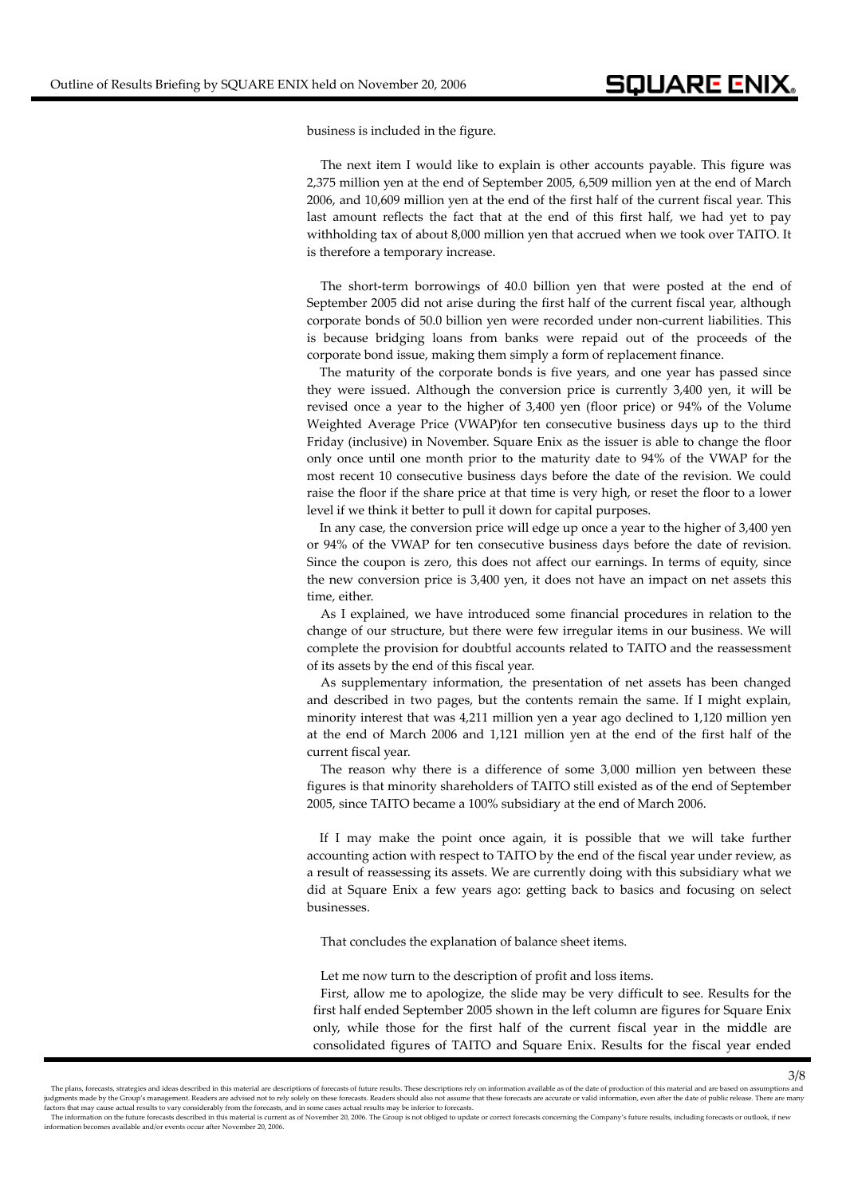business is included in the figure.

The next item I would like to explain is other accounts payable. This figure was 2,375 million yen at the end of September 2005, 6,509 million yen at the end of March 2006, and 10,609 million yen at the end of the first half of the current fiscal year. This last amount reflects the fact that at the end of this first half, we had yet to pay withholding tax of about 8,000 million yen that accrued when we took over TAITO. It is therefore a temporary increase.

The short-term borrowings of 40.0 billion yen that were posted at the end of September 2005 did not arise during the first half of the current fiscal year, although corporate bonds of 50.0 billion yen were recorded under non-current liabilities. This is because bridging loans from banks were repaid out of the proceeds of the corporate bond issue, making them simply a form of replacement finance.

The maturity of the corporate bonds is five years, and one year has passed since they were issued. Although the conversion price is currently 3,400 yen, it will be revised once a year to the higher of 3,400 yen (floor price) or 94% of the Volume Weighted Average Price (VWAP)for ten consecutive business days up to the third Friday (inclusive) in November. Square Enix as the issuer is able to change the floor only once until one month prior to the maturity date to 94% of the VWAP for the most recent 10 consecutive business days before the date of the revision. We could raise the floor if the share price at that time is very high, or reset the floor to a lower level if we think it better to pull it down for capital purposes.

In any case, the conversion price will edge up once a year to the higher of 3,400 yen or 94% of the VWAP for ten consecutive business days before the date of revision. Since the coupon is zero, this does not affect our earnings. In terms of equity, since the new conversion price is 3,400 yen, it does not have an impact on net assets this time, either.

As I explained, we have introduced some financial procedures in relation to the change of our structure, but there were few irregular items in our business. We will complete the provision for doubtful accounts related to TAITO and the reassessment of its assets by the end of this fiscal year.

As supplementary information, the presentation of net assets has been changed and described in two pages, but the contents remain the same. If I might explain, minority interest that was 4,211 million yen a year ago declined to 1,120 million yen at the end of March 2006 and 1,121 million yen at the end of the first half of the current fiscal year.

The reason why there is a difference of some 3,000 million yen between these figures is that minority shareholders of TAITO still existed as of the end of September 2005, since TAITO became a 100% subsidiary at the end of March 2006.

If I may make the point once again, it is possible that we will take further accounting action with respect to TAITO by the end of the fiscal year under review, as a result of reassessing its assets. We are currently doing with this subsidiary what we did at Square Enix a few years ago: getting back to basics and focusing on select businesses.

That concludes the explanation of balance sheet items.

Let me now turn to the description of profit and loss items.

First, allow me to apologize, the slide may be very difficult to see. Results for the first half ended September 2005 shown in the left column are figures for Square Enix only, while those for the first half of the current fiscal year in the middle are consolidated figures of TAITO and Square Enix. Results for the fiscal year ended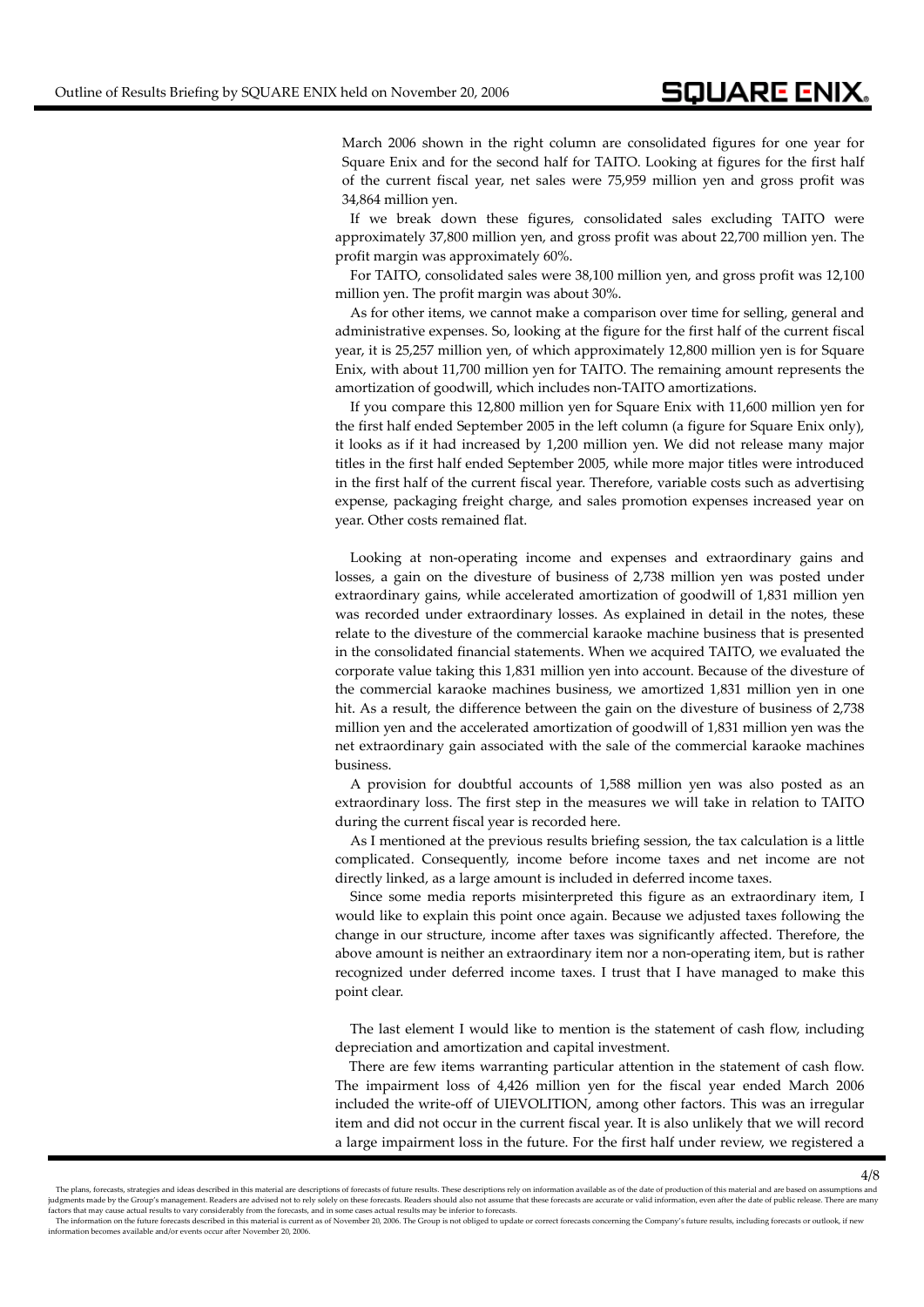March 2006 shown in the right column are consolidated figures for one year for Square Enix and for the second half for TAITO. Looking at figures for the first half of the current fiscal year, net sales were 75,959 million yen and gross profit was 34,864 million yen.

If we break down these figures, consolidated sales excluding TAITO were approximately 37,800 million yen, and gross profit was about 22,700 million yen. The profit margin was approximately 60%.

For TAITO, consolidated sales were 38,100 million yen, and gross profit was 12,100 million yen. The profit margin was about 30%.

As for other items, we cannot make a comparison over time for selling, general and administrative expenses. So, looking at the figure for the first half of the current fiscal year, it is 25,257 million yen, of which approximately 12,800 million yen is for Square Enix, with about 11,700 million yen for TAITO. The remaining amount represents the amortization of goodwill, which includes non-TAITO amortizations.

If you compare this 12,800 million yen for Square Enix with 11,600 million yen for the first half ended September 2005 in the left column (a figure for Square Enix only), it looks as if it had increased by 1,200 million yen. We did not release many major titles in the first half ended September 2005, while more major titles were introduced in the first half of the current fiscal year. Therefore, variable costs such as advertising expense, packaging freight charge, and sales promotion expenses increased year on year. Other costs remained flat.

Looking at non-operating income and expenses and extraordinary gains and losses, a gain on the divesture of business of 2,738 million yen was posted under extraordinary gains, while accelerated amortization of goodwill of 1,831 million yen was recorded under extraordinary losses. As explained in detail in the notes, these relate to the divesture of the commercial karaoke machine business that is presented in the consolidated financial statements. When we acquired TAITO, we evaluated the corporate value taking this 1,831 million yen into account. Because of the divesture of the commercial karaoke machines business, we amortized 1,831 million yen in one hit. As a result, the difference between the gain on the divesture of business of 2,738 million yen and the accelerated amortization of goodwill of 1,831 million yen was the net extraordinary gain associated with the sale of the commercial karaoke machines business.

A provision for doubtful accounts of 1,588 million yen was also posted as an extraordinary loss. The first step in the measures we will take in relation to TAITO during the current fiscal year is recorded here.

As I mentioned at the previous results briefing session, the tax calculation is a little complicated. Consequently, income before income taxes and net income are not directly linked, as a large amount is included in deferred income taxes.

Since some media reports misinterpreted this figure as an extraordinary item, I would like to explain this point once again. Because we adjusted taxes following the change in our structure, income after taxes was significantly affected. Therefore, the above amount is neither an extraordinary item nor a non-operating item, but is rather recognized under deferred income taxes. I trust that I have managed to make this point clear.

The last element I would like to mention is the statement of cash flow, including depreciation and amortization and capital investment.

There are few items warranting particular attention in the statement of cash flow. The impairment loss of 4,426 million yen for the fiscal year ended March 2006 included the write-off of UIEVOLITION, among other factors. This was an irregular item and did not occur in the current fiscal year. It is also unlikely that we will record a large impairment loss in the future. For the first half under review, we registered a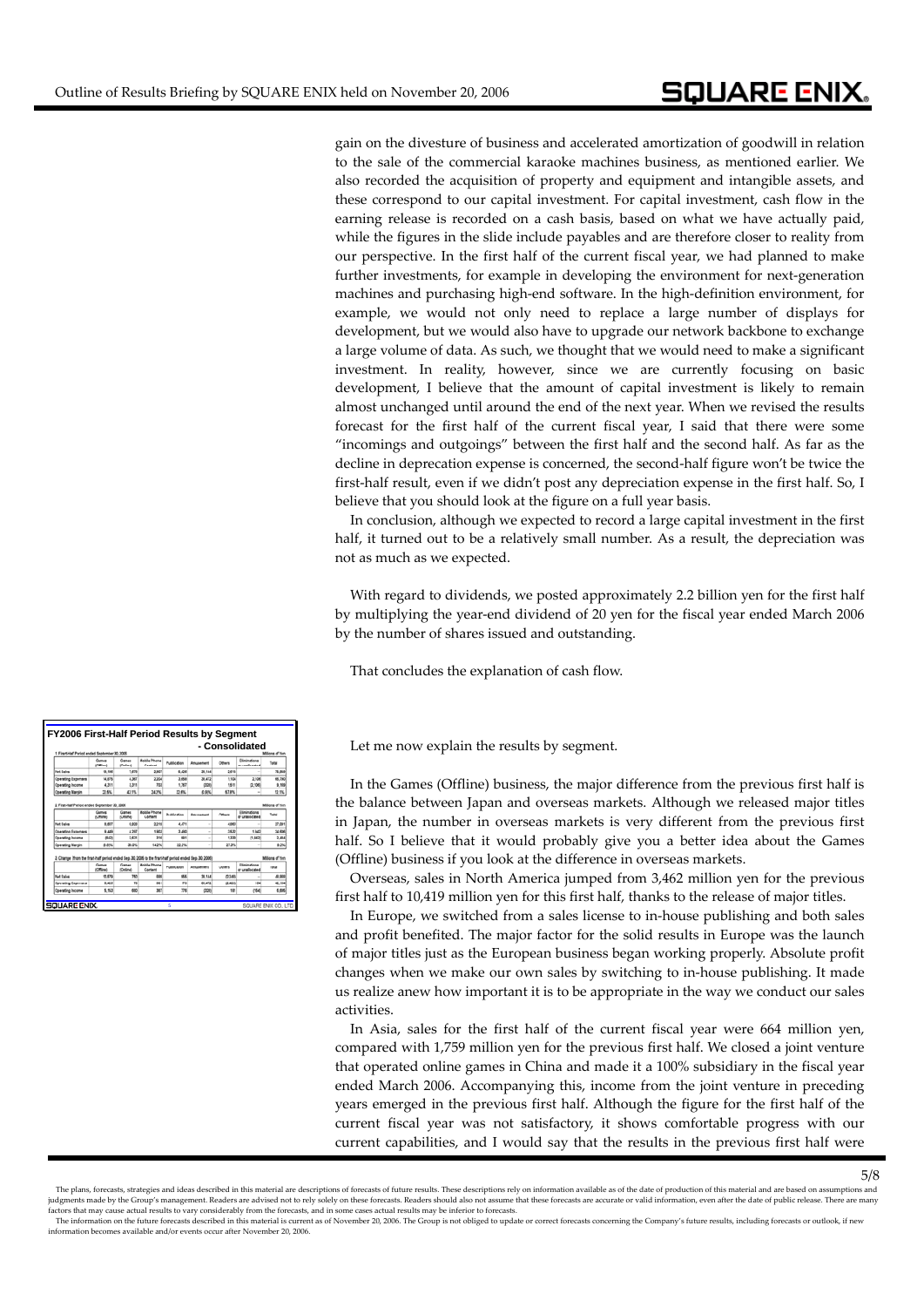gain on the divesture of business and accelerated amortization of goodwill in relation to the sale of the commercial karaoke machines business, as mentioned earlier. We also recorded the acquisition of property and equipment and intangible assets, and these correspond to our capital investment. For capital investment, cash flow in the earning release is recorded on a cash basis, based on what we have actually paid, while the figures in the slide include payables and are therefore closer to reality from our perspective. In the first half of the current fiscal year, we had planned to make further investments, for example in developing the environment for next-generation machines and purchasing high-end software. In the high-definition environment, for example, we would not only need to replace a large number of displays for development, but we would also have to upgrade our network backbone to exchange a large volume of data. As such, we thought that we would need to make a significant investment. In reality, however, since we are currently focusing on basic development, I believe that the amount of capital investment is likely to remain almost unchanged until around the end of the next year. When we revised the results forecast for the first half of the current fiscal year, I said that there were some "incomings and outgoings" between the first half and the second half. As far as the decline in deprecation expense is concerned, the second-half figure won't be twice the first-half result, even if we didn't post any depreciation expense in the first half. So, I believe that you should look at the figure on a full year basis.

In conclusion, although we expected to record a large capital investment in the first half, it turned out to be a relatively small number. As a result, the depreciation was not as much as we expected.

With regard to dividends, we posted approximately 2.2 billion yen for the first half by multiplying the year-end dividend of 20 yen for the fiscal year ended March 2006 by the number of shares issued and outstanding.

That concludes the explanation of cash flow.

**FY2006 First-Half Period Results by Segment - Consolidated**

Let me now explain the results by segment.

In the Games (Offline) business, the major difference from the previous first half is the balance between Japan and overseas markets. Although we released major titles in Japan, the number in overseas markets is very different from the previous first half. So I believe that it would probably give you a better idea about the Games (Offline) business if you look at the difference in overseas markets.

Overseas, sales in North America jumped from 3,462 million yen for the previous first half to 10,419 million yen for this first half, thanks to the release of major titles.

In Europe, we switched from a sales license to in-house publishing and both sales and profit benefited. The major factor for the solid results in Europe was the launch of major titles just as the European business began working properly. Absolute profit changes when we make our own sales by switching to in-house publishing. It made us realize anew how important it is to be appropriate in the way we conduct our sales activities.

In Asia, sales for the first half of the current fiscal year were 664 million yen, compared with 1,759 million yen for the previous first half. We closed a joint venture that operated online games in China and made it a 100% subsidiary in the fiscal year ended March 2006. Accompanying this, income from the joint venture in preceding years emerged in the previous first half. Although the figure for the first half of the current fiscal year was not satisfactory, it shows comfortable progress with our current capabilities, and I would say that the results in the previous first half were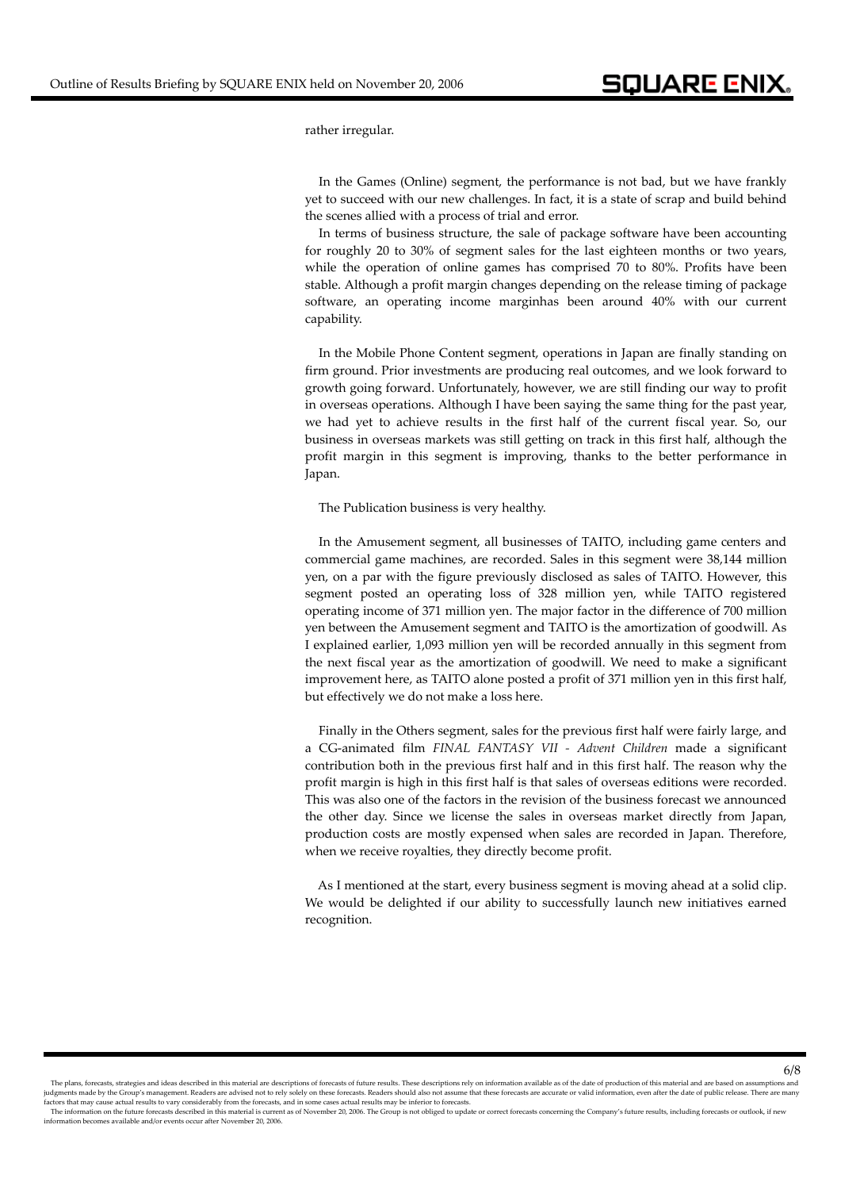rather irregular.

In the Games (Online) segment, the performance is not bad, but we have frankly yet to succeed with our new challenges. In fact, it is a state of scrap and build behind the scenes allied with a process of trial and error.

In terms of business structure, the sale of package software have been accounting for roughly 20 to 30% of segment sales for the last eighteen months or two years, while the operation of online games has comprised 70 to 80%. Profits have been stable. Although a profit margin changes depending on the release timing of package software, an operating income marginhas been around 40% with our current capability.

In the Mobile Phone Content segment, operations in Japan are finally standing on firm ground. Prior investments are producing real outcomes, and we look forward to growth going forward. Unfortunately, however, we are still finding our way to profit in overseas operations. Although I have been saying the same thing for the past year, we had yet to achieve results in the first half of the current fiscal year. So, our business in overseas markets was still getting on track in this first half, although the profit margin in this segment is improving, thanks to the better performance in Japan.

The Publication business is very healthy.

In the Amusement segment, all businesses of TAITO, including game centers and commercial game machines, are recorded. Sales in this segment were 38,144 million yen, on a par with the figure previously disclosed as sales of TAITO. However, this segment posted an operating loss of 328 million yen, while TAITO registered operating income of 371 million yen. The major factor in the difference of 700 million yen between the Amusement segment and TAITO is the amortization of goodwill. As I explained earlier, 1,093 million yen will be recorded annually in this segment from the next fiscal year as the amortization of goodwill. We need to make a significant improvement here, as TAITO alone posted a profit of 371 million yen in this first half, but effectively we do not make a loss here.

Finally in the Others segment, sales for the previous first half were fairly large, and a CG-animated film *FINAL FANTASY VII - Advent Children* made a significant contribution both in the previous first half and in this first half. The reason why the profit margin is high in this first half is that sales of overseas editions were recorded. This was also one of the factors in the revision of the business forecast we announced the other day. Since we license the sales in overseas market directly from Japan, production costs are mostly expensed when sales are recorded in Japan. Therefore, when we receive royalties, they directly become profit.

As I mentioned at the start, every business segment is moving ahead at a solid clip. We would be delighted if our ability to successfully launch new initiatives earned recognition.

The plans, forecasts, strategies and ideas described in this material are descriptions of forecasts of future results. These descriptions rely on information available as of the date of production of this material and are based on assumptions and judgments made by the Group's management. Readers are advised not to rely solely on these forecasts. Readers should also not assume that these forecasts are accurate or valid information, even after the date of public release. There are many factors that may cause actual results to vary considerably from the forecasts, and in some cases actual results may be inferior to forecasts.
The information on the future forecasts described in this material is current as of November 20, 2006. The Group is not obliged to update or correct forecasts concerning the Company's future results, including forecasts or outlook, if new information becomes available and/or events occur after November 20, 2006.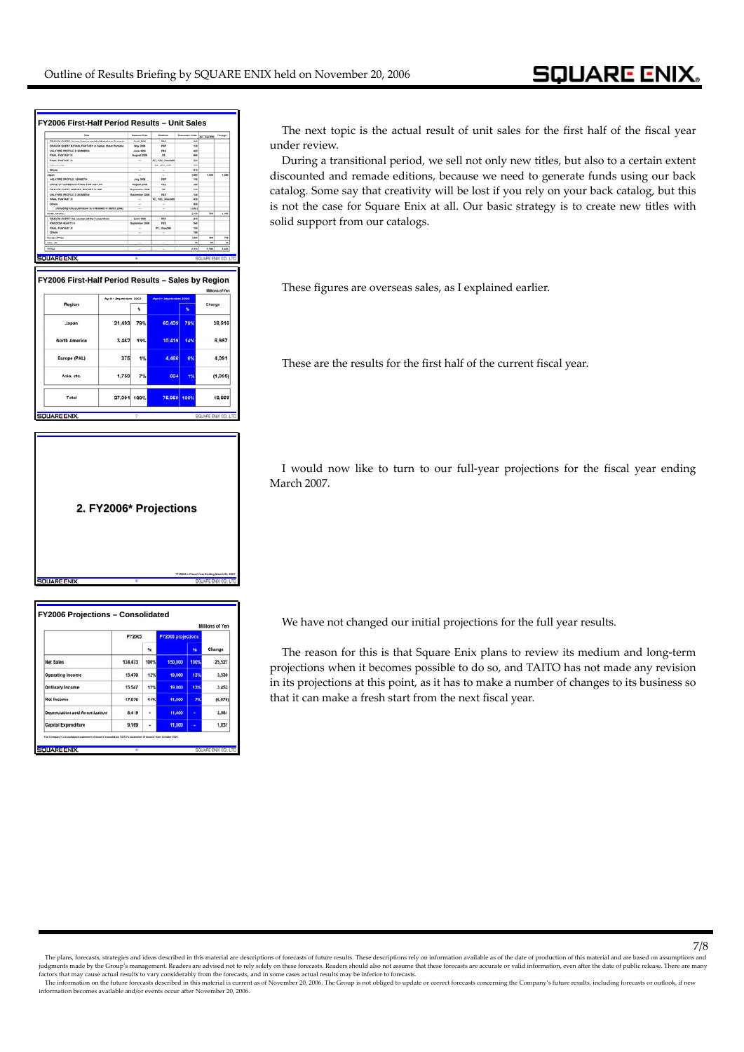**FY2006 First-Half Period Results – Unit Sales**

The next topic is the actual result of unit sales for the first half of the fiscal year under review.

During a transitional period, we sell not only new titles, but also to a certain extent discounted and remade editions, because we need to generate funds using our back catalog. Some say that creativity will be lost if you rely on your back catalog, but this is not the case for Square Enix at all. Our basic strategy is to create new titles with solid support from our catalogs.

**FY2006 First-Half Period Results – Sales by Region**

Millions of Yen

| Region | April – September 2005 | % | April – September 2006 | % | Change |
|---|---|---|---|---|---|
| Japan | 21,493 | 79% | 60,409 | 79% | 38,916 |
| North America | 3,462 | 13% | 10,419 | 14% | 6,957 |
| Europe (PAL) | 375 | 1% | 4,466 | 6% | 4,091 |
| Asia, etc. | 1,760 | 7% | 664 | 1% | (1,096) |
| Total | 27,091 | 100% | 75,959 | 100% | 48,869 |

These figures are overseas sales, as I explained earlier.

These are the results for the first half of the current fiscal year.

**2. FY2006* Projections**

*FY2006 = Fiscal Year Ending March 31, 2007

I would now like to turn to our full-year projections for the fiscal year ending March 2007.

**FY2006 Projections – Consolidated**

Millions of Yen

| | FY2005 | % | FY2006 projections | % | Change |
|---|---|---|---|---|---|
| Net Sales | 124,473 | 100% | 150,000 | 100% | 25,527 |
| Operating Income | 15,470 | 12% | 19,000 | 13% | 3,530 |
| Ordinary Income | 15,547 | 12% | 19,000 | 13% | 3,453 |
| Net Income | 17,076 | 14% | 11,000 | 7% | (6,076) |
| Depreciation and Amortization | 8,419 | - | 11,400 | - | 2,981 |
| Capital Expenditure | 9,169 | - | 11,000 | - | 1,831 |

The Company's consolidated statement of income consolidated TAITO's statement of income from October 2005

We have not changed our initial projections for the full year results.

The reason for this is that Square Enix plans to review its medium and long-term projections when it becomes possible to do so, and TAITO has not made any revision in its projections at this point, as it has to make a number of changes to its business so that it can make a fresh start from the next fiscal year.

The plans, forecasts, strategies and ideas described in this material are descriptions of forecasts of future results. These descriptions rely on information available as of the date of production of this material and are based on assumptions and judgments made by the Group's management. Readers are advised not to rely solely on these forecasts. Readers should also not assume that these forecasts are accurate or valid information, even after the date of public release. There are many factors that may cause actual results to vary considerably from the forecasts, and in some cases actual results may be inferior to forecasts.
The information on the future forecasts described in this material is current as of November 20, 2006. The Group is not obliged to update or correct forecasts concerning the Company's future results, including forecasts or outlook, if new information becomes available and/or events occur after November 20, 2006.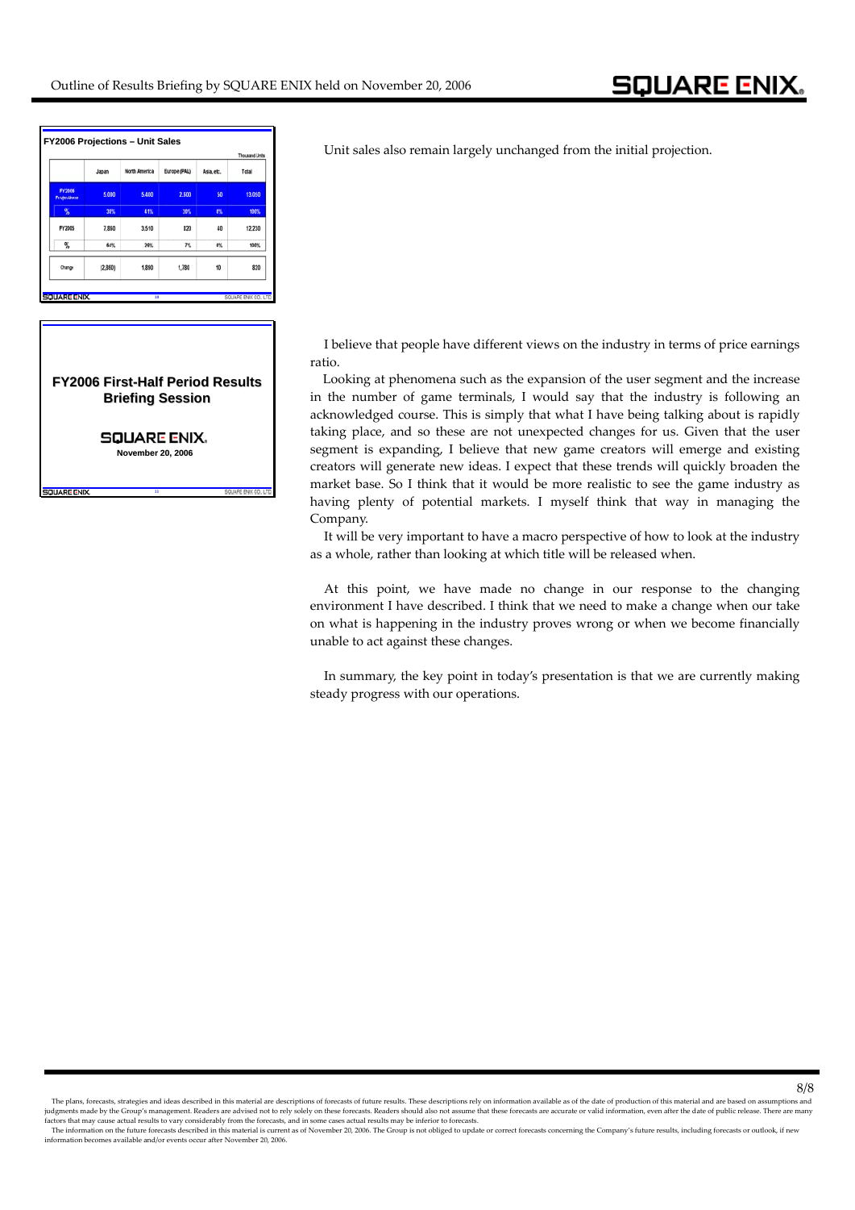## FY2006 Projections – Unit Sales

Thousand Units

| | Japan | North America | Europe (PAL) | Asia, etc. | Total |
|---|---|---|---|---|---|
| FY2006 Projections | 5,000 | 5,400 | 2,600 | 50 | 13,050 |
| % | 38% | 41% | 20% | 0% | 100% |
| FY2005 | 7,860 | 3,510 | 820 | 40 | 12,230 |
| % | 64% | 29% | 7% | 0% | 100% |
| Change | (2,860) | 1,890 | 1,780 | 10 | 820 |

Unit sales also remain largely unchanged from the initial projection.

**FY2006 First-Half Period Results Briefing Session**

**SQUARE ENIX**

**November 20, 2006**

I believe that people have different views on the industry in terms of price earnings ratio.

Looking at phenomena such as the expansion of the user segment and the increase in the number of game terminals, I would say that the industry is following an acknowledged course. This is simply that what I have being talking about is rapidly taking place, and so these are not unexpected changes for us. Given that the user segment is expanding, I believe that new game creators will emerge and existing creators will generate new ideas. I expect that these trends will quickly broaden the market base. So I think that it would be more realistic to see the game industry as having plenty of potential markets. I myself think that way in managing the Company.

It will be very important to have a macro perspective of how to look at the industry as a whole, rather than looking at which title will be released when.

At this point, we have made no change in our response to the changing environment I have described. I think that we need to make a change when our take on what is happening in the industry proves wrong or when we become financially unable to act against these changes.

In summary, the key point in today's presentation is that we are currently making steady progress with our operations.

The plans, forecasts, strategies and ideas described in this material are descriptions of forecasts of future results. These descriptions rely on information available as of the date of production of this material and are based on assumptions and judgments made by the Group's management. Readers are advised not to rely solely on these forecasts. Readers should also not assume that these forecasts are accurate or valid information, even after the date of public release. There are many factors that may cause actual results to vary considerably from the forecasts, and in some cases actual results may be inferior to forecasts.

The information on the future forecasts described in this material is current as of November 20, 2006. The Group is not obliged to update or correct forecasts concerning the Company's future results, including forecasts or outlook, if new information becomes available and/or events occur after November 20, 2006.